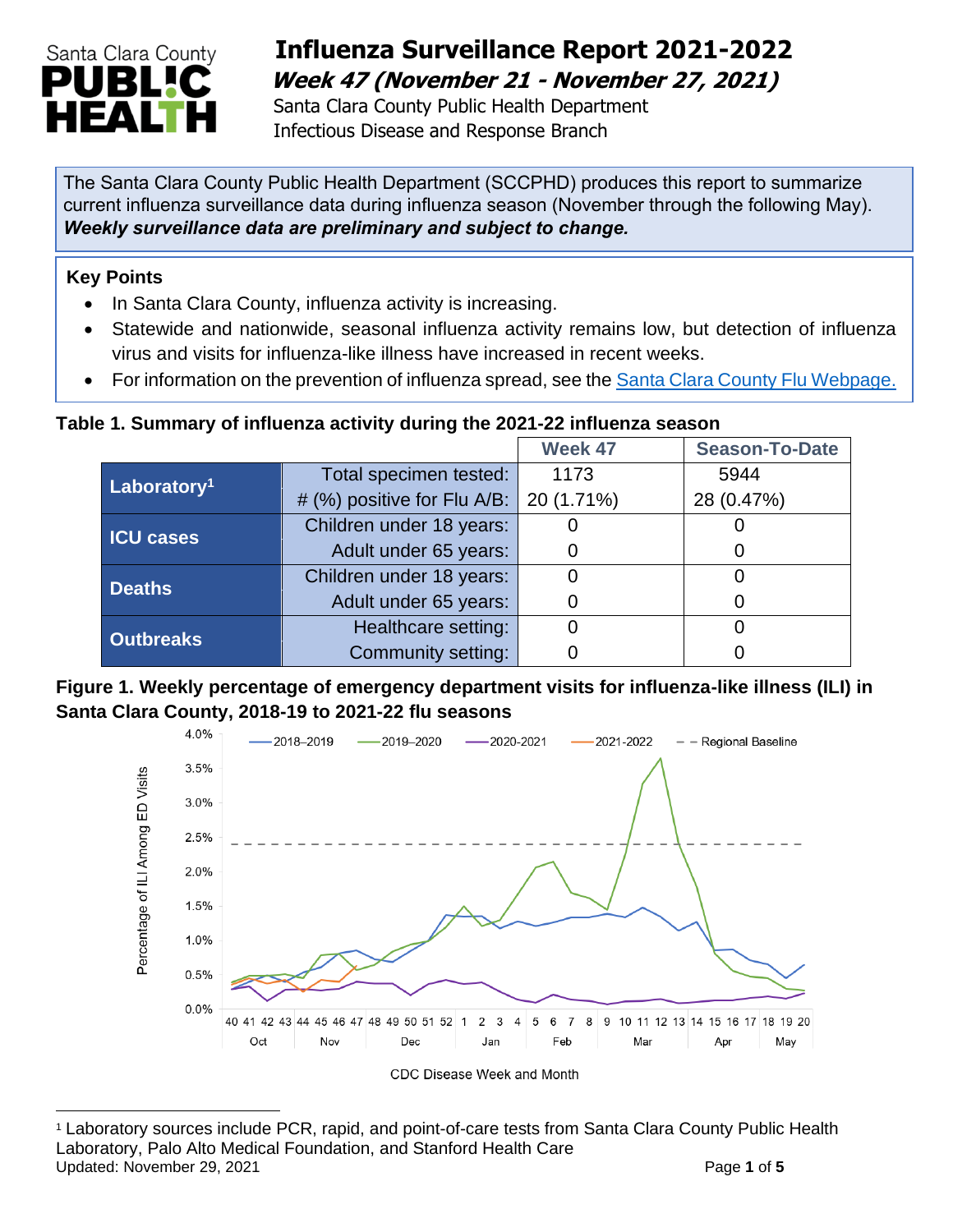# Influenza Surveillance Report 2021-2022

## *Week 47 (November 21 - November 27, 2021)*

Santa Clara County Public Health Department
Infectious Disease and Response Branch

The Santa Clara County Public Health Department (SCCPHD) produces this report to summarize current influenza surveillance data during influenza season (November through the following May). ***Weekly surveillance data are preliminary and subject to change.***

### Key Points

- In Santa Clara County, influenza activity is increasing.
- Statewide and nationwide, seasonal influenza activity remains low, but detection of influenza virus and visits for influenza-like illness have increased in recent weeks.
- For information on the prevention of influenza spread, see the [Santa Clara County Flu Webpage.]()

**Table 1. Summary of influenza activity during the 2021-22 influenza season**

| | | Week 47 | Season-To-Date |
|---|---|---|---|
| **Laboratory[1]** | Total specimen tested: | 1173 | 5944 |
| | # (%) positive for Flu A/B: | 20 (1.71%) | 28 (0.47%) |
| **ICU cases** | Children under 18 years: | 0 | 0 |
| | Adult under 65 years: | 0 | 0 |
| **Deaths** | Children under 18 years: | 0 | 0 |
| | Adult under 65 years: | 0 | 0 |
| **Outbreaks** | Healthcare setting: | 0 | 0 |
| | Community setting: | 0 | 0 |

**Figure 1. Weekly percentage of emergency department visits for influenza-like illness (ILI) in Santa Clara County, 2018-19 to 2021-22 flu seasons**

[1] Laboratory sources include PCR, rapid, and point-of-care tests from Santa Clara County Public Health Laboratory, Palo Alto Medical Foundation, and Stanford Health Care

Updated: November 29, 2021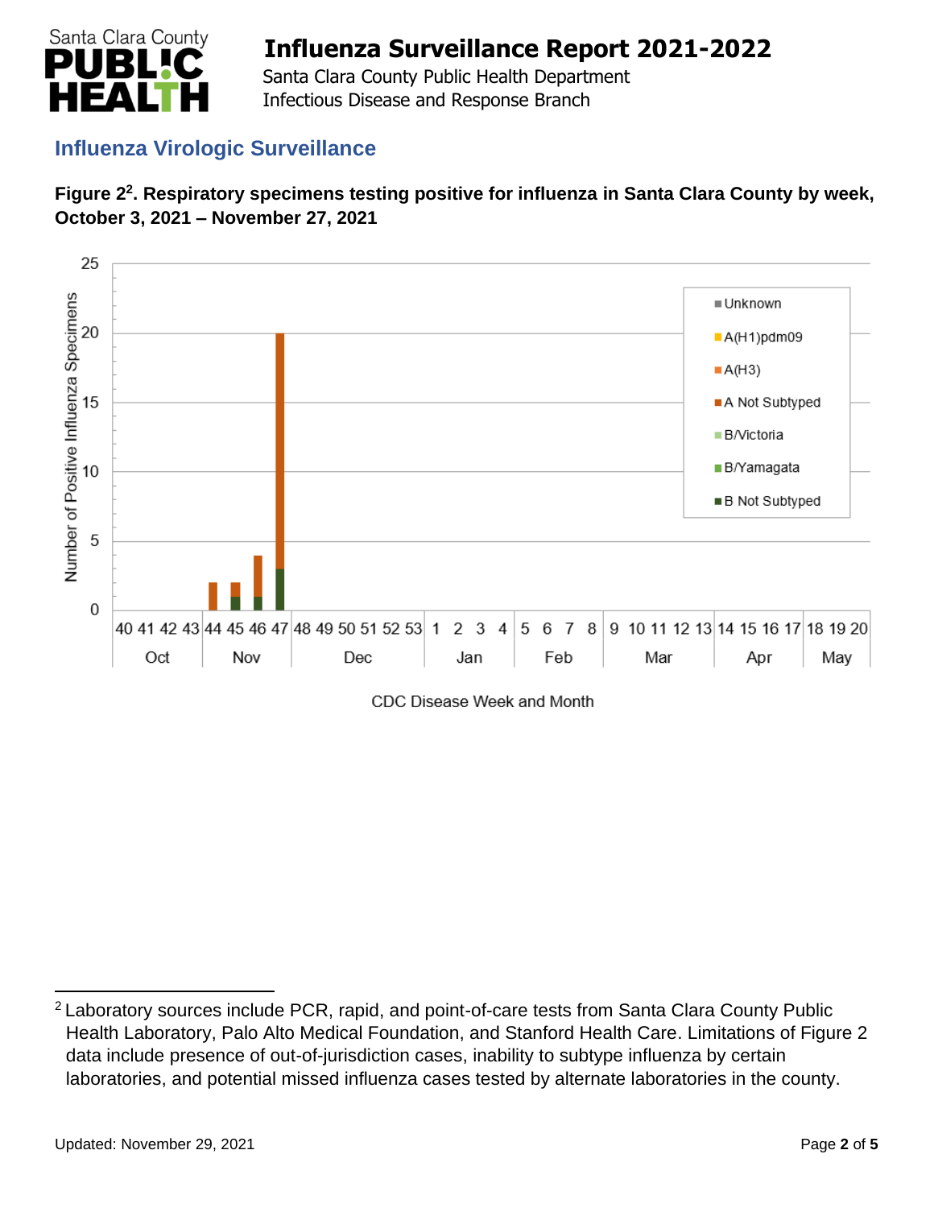## Influenza Virologic Surveillance

**Figure 2[2]. Respiratory specimens testing positive for influenza in Santa Clara County by week, October 3, 2021 – November 27, 2021**

---

[2] Laboratory sources include PCR, rapid, and point-of-care tests from Santa Clara County Public Health Laboratory, Palo Alto Medical Foundation, and Stanford Health Care. Limitations of Figure 2 data include presence of out-of-jurisdiction cases, inability to subtype influenza by certain laboratories, and potential missed influenza cases tested by alternate laboratories in the county.

Updated: November 29, 2021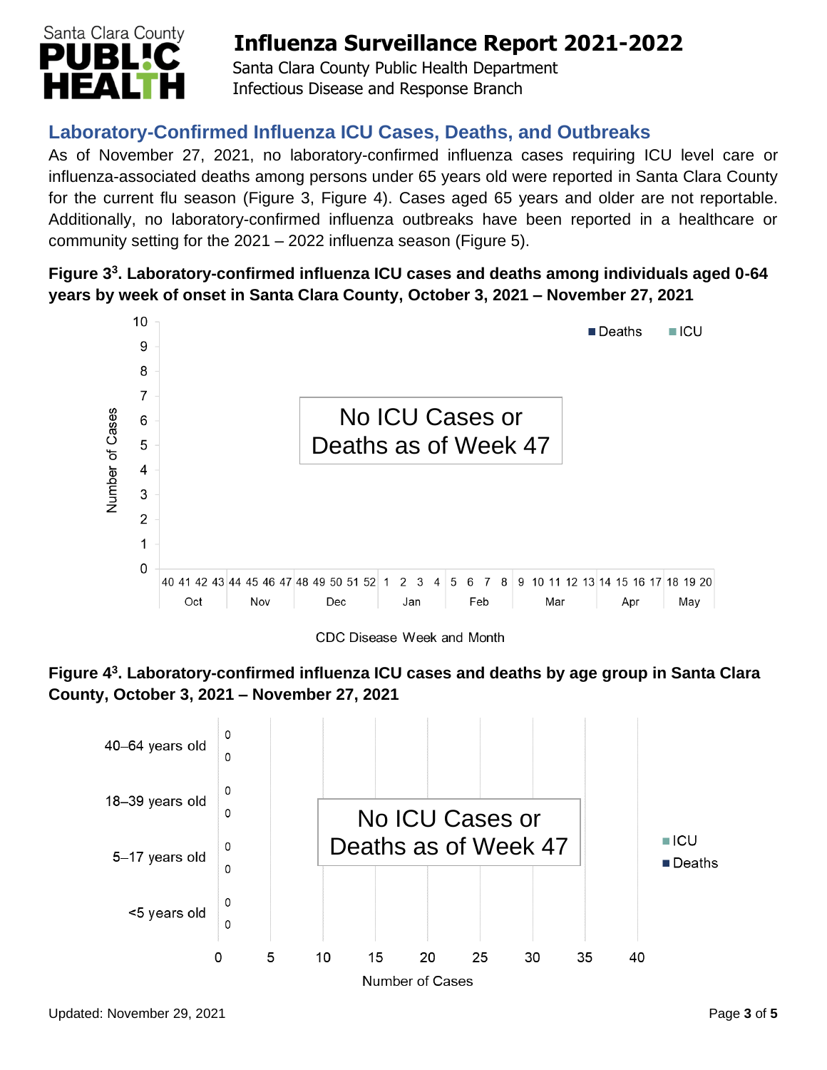## Laboratory-Confirmed Influenza ICU Cases, Deaths, and Outbreaks

As of November 27, 2021, no laboratory-confirmed influenza cases requiring ICU level care or influenza-associated deaths among persons under 65 years old were reported in Santa Clara County for the current flu season (Figure 3, Figure 4). Cases aged 65 years and older are not reportable. Additionally, no laboratory-confirmed influenza outbreaks have been reported in a healthcare or community setting for the 2021 – 2022 influenza season (Figure 5).

**Figure 3[3]. Laboratory-confirmed influenza ICU cases and deaths among individuals aged 0-64 years by week of onset in Santa Clara County, October 3, 2021 – November 27, 2021**

No ICU Cases or Deaths as of Week 47

**Figure 4[3]. Laboratory-confirmed influenza ICU cases and deaths by age group in Santa Clara County, October 3, 2021 – November 27, 2021**

No ICU Cases or Deaths as of Week 47

| Age group | ICU | Deaths |
|---|---|---|
| 40–64 years old | 0 | 0 |
| 18–39 years old | 0 | 0 |
| 5–17 years old | 0 | 0 |
| <5 years old | 0 | 0 |

Updated: November 29, 2021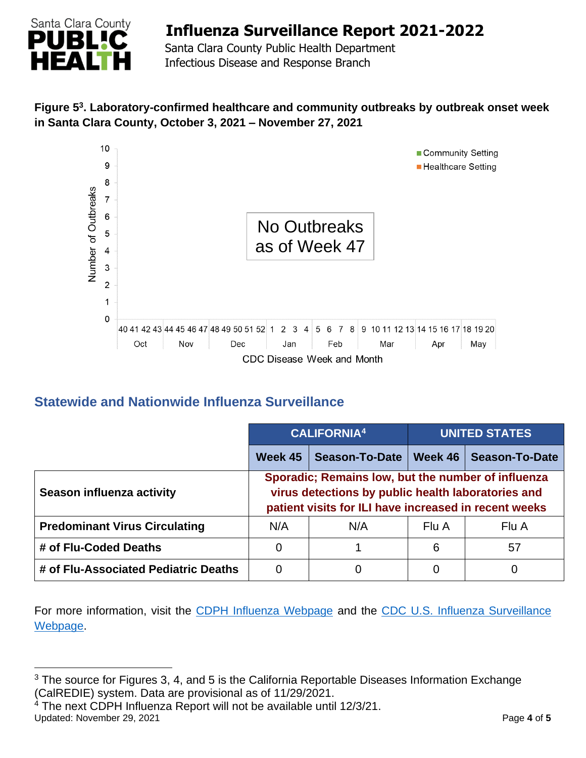**Figure 5[3]. Laboratory-confirmed healthcare and community outbreaks by outbreak onset week in Santa Clara County, October 3, 2021 – November 27, 2021**

No Outbreaks as of Week 47

## Statewide and Nationwide Influenza Surveillance

| | CALIFORNIA[4] | | UNITED STATES | |
|---|---|---|---|---|
| | **Week 45** | **Season-To-Date** | **Week 46** | **Season-To-Date** |
| **Season influenza activity** | **Sporadic; Remains low, but the number of influenza virus detections by public health laboratories and patient visits for ILI have increased in recent weeks** | | | |
| **Predominant Virus Circulating** | N/A | N/A | Flu A | Flu A |
| **# of Flu-Coded Deaths** | 0 | 1 | 6 | 57 |
| **# of Flu-Associated Pediatric Deaths** | 0 | 0 | 0 | 0 |

For more information, visit the CDPH Influenza Webpage and the CDC U.S. Influenza Surveillance Webpage.

[3] The source for Figures 3, 4, and 5 is the California Reportable Diseases Information Exchange (CalREDIE) system. Data are provisional as of 11/29/2021.

[4] The next CDPH Influenza Report will not be available until 12/3/21.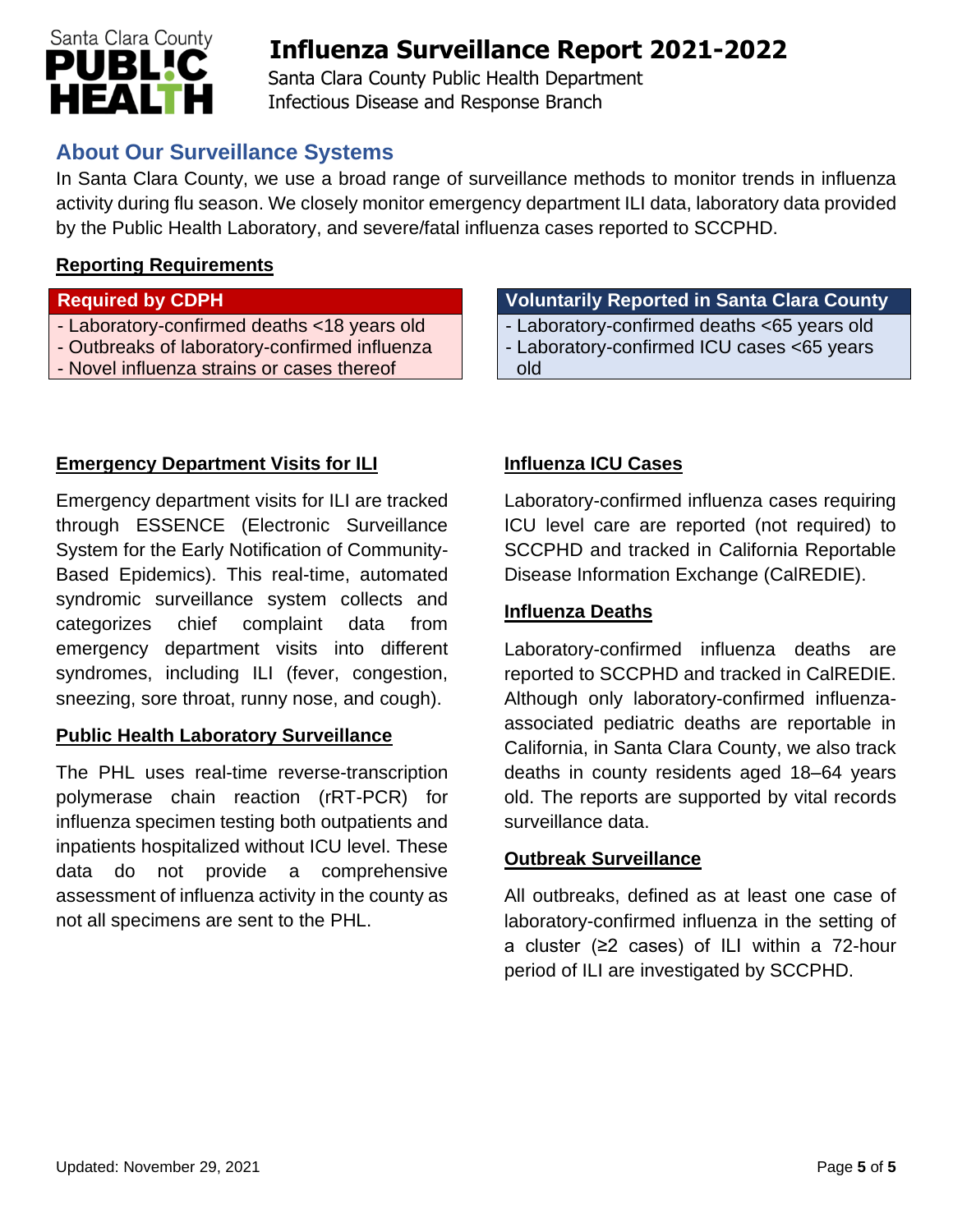# Influenza Surveillance Report 2021-2022

Santa Clara County Public Health Department
Infectious Disease and Response Branch

## About Our Surveillance Systems

In Santa Clara County, we use a broad range of surveillance methods to monitor trends in influenza activity during flu season. We closely monitor emergency department ILI data, laboratory data provided by the Public Health Laboratory, and severe/fatal influenza cases reported to SCCPHD.

### Reporting Requirements

| Required by CDPH | Voluntarily Reported in Santa Clara County |
|---|---|
| - Laboratory-confirmed deaths <18 years old | - Laboratory-confirmed deaths <65 years old |
| - Outbreaks of laboratory-confirmed influenza | - Laboratory-confirmed ICU cases <65 years old |
| - Novel influenza strains or cases thereof | |

### Emergency Department Visits for ILI

Emergency department visits for ILI are tracked through ESSENCE (Electronic Surveillance System for the Early Notification of Community-Based Epidemics). This real-time, automated syndromic surveillance system collects and categorizes chief complaint data from emergency department visits into different syndromes, including ILI (fever, congestion, sneezing, sore throat, runny nose, and cough).

### Public Health Laboratory Surveillance

The PHL uses real-time reverse-transcription polymerase chain reaction (rRT-PCR) for influenza specimen testing both outpatients and inpatients hospitalized without ICU level. These data do not provide a comprehensive assessment of influenza activity in the county as not all specimens are sent to the PHL.

### Influenza ICU Cases

Laboratory-confirmed influenza cases requiring ICU level care are reported (not required) to SCCPHD and tracked in California Reportable Disease Information Exchange (CalREDIE).

### Influenza Deaths

Laboratory-confirmed influenza deaths are reported to SCCPHD and tracked in CalREDIE. Although only laboratory-confirmed influenza-associated pediatric deaths are reportable in California, in Santa Clara County, we also track deaths in county residents aged 18–64 years old. The reports are supported by vital records surveillance data.

### Outbreak Surveillance

All outbreaks, defined as at least one case of laboratory-confirmed influenza in the setting of a cluster (≥2 cases) of ILI within a 72-hour period of ILI are investigated by SCCPHD.

Updated: November 29, 2021